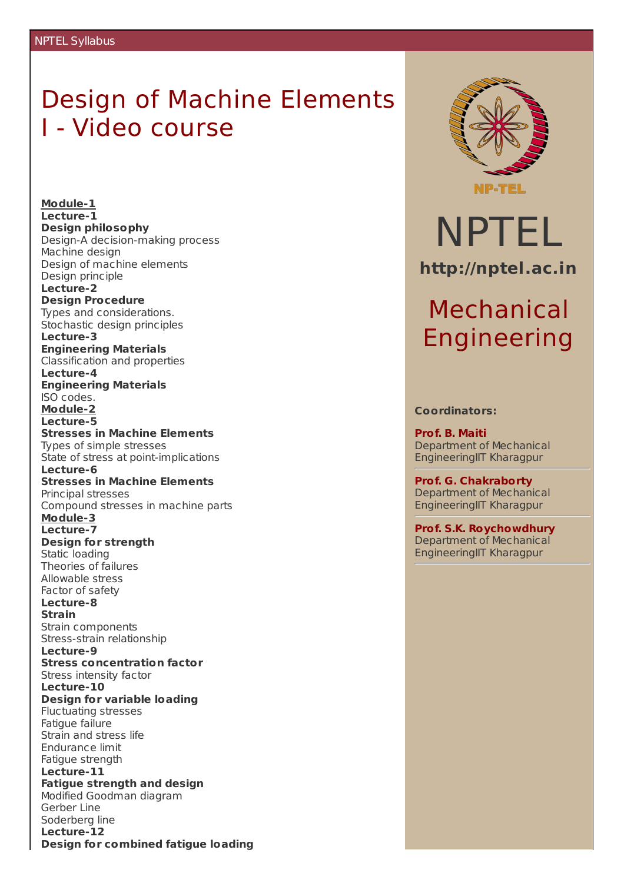NPTEL Syllabus

# Design of Machine Elements I - Video course

**Module-1**
**Lecture-1**
**Design philosophy**
Design-A decision-making process
Machine design
Design of machine elements
Design principle
**Lecture-2**
**Design Procedure**
Types and considerations.
Stochastic design principles
**Lecture-3**
**Engineering Materials**
Classification and properties
**Lecture-4**
**Engineering Materials**
ISO codes.
**Module-2**
**Lecture-5**
**Stresses in Machine Elements**
Types of simple stresses
State of stress at point-implications
**Lecture-6**
**Stresses in Machine Elements**
Principal stresses
Compound stresses in machine parts
**Module-3**
**Lecture-7**
**Design for strength**
Static loading
Theories of failures
Allowable stress
Factor of safety
**Lecture-8**
**Strain**
Strain components
Stress-strain relationship
**Lecture-9**
**Stress concentration factor**
Stress intensity factor
**Lecture-10**
**Design for variable loading**
Fluctuating stresses
Fatigue failure
Strain and stress life
Endurance limit
Fatigue strength
**Lecture-11**
**Fatigue strength and design**
Modified Goodman diagram
Gerber Line
Soderberg line
**Lecture-12**
**Design for combined fatigue loading**

NPTEL

**http://nptel.ac.in**

## Mechanical Engineering

**Coordinators:**

**Prof. B. Maiti**
Department of Mechanical EngineeringIIT Kharagpur

**Prof. G. Chakraborty**
Department of Mechanical EngineeringIIT Kharagpur

**Prof. S.K. Roychowdhury**
Department of Mechanical EngineeringIIT Kharagpur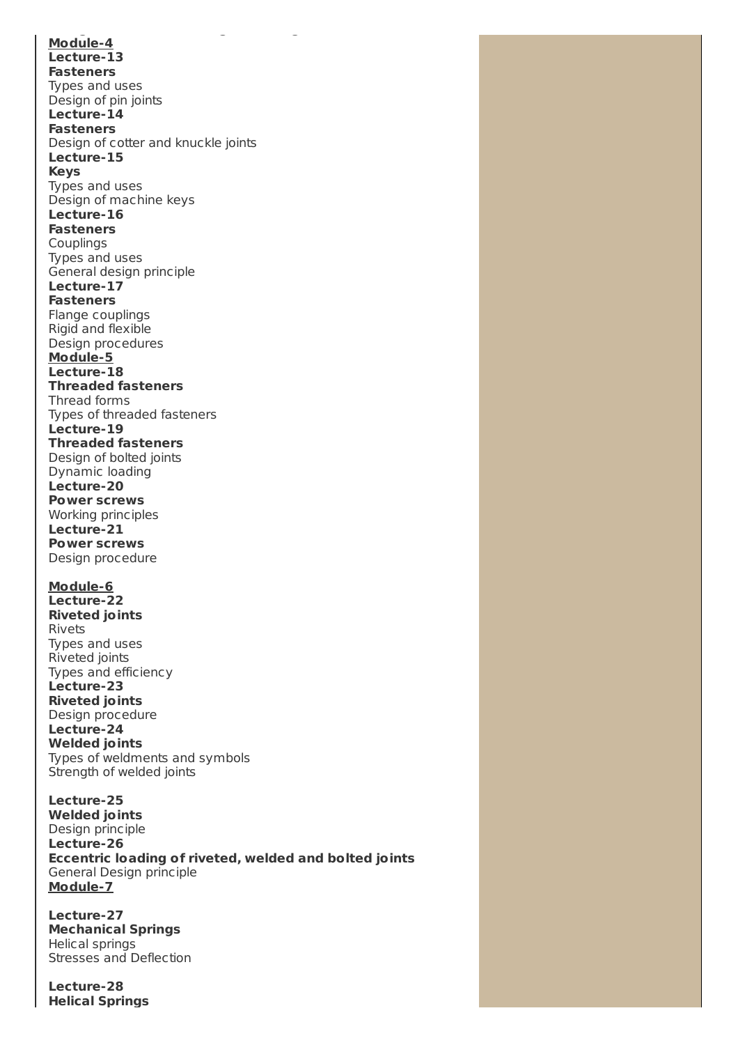**Module-4**

**Lecture-13**

**Fasteners**

Types and uses

Design of pin joints

**Lecture-14**

**Fasteners**

Design of cotter and knuckle joints

**Lecture-15**

**Keys**

Types and uses

Design of machine keys

**Lecture-16**

**Fasteners**

Couplings

Types and uses

General design principle

**Lecture-17**

**Fasteners**

Flange couplings

Rigid and flexible

Design procedures

**Module-5**

**Lecture-18**

**Threaded fasteners**

Thread forms

Types of threaded fasteners

**Lecture-19**

**Threaded fasteners**

Design of bolted joints

Dynamic loading

**Lecture-20**

**Power screws**

Working principles

**Lecture-21**

**Power screws**

Design procedure

**Module-6**

**Lecture-22**

**Riveted joints**

Rivets

Types and uses

Riveted joints

Types and efficiency

**Lecture-23**

**Riveted joints**

Design procedure

**Lecture-24**

**Welded joints**

Types of weldments and symbols

Strength of welded joints

**Lecture-25**

**Welded joints**

Design principle

**Lecture-26**

**Eccentric loading of riveted, welded and bolted joints**

General Design principle

**Module-7**

**Lecture-27**

**Mechanical Springs**

Helical springs

Stresses and Deflection

**Lecture-28**

**Helical Springs**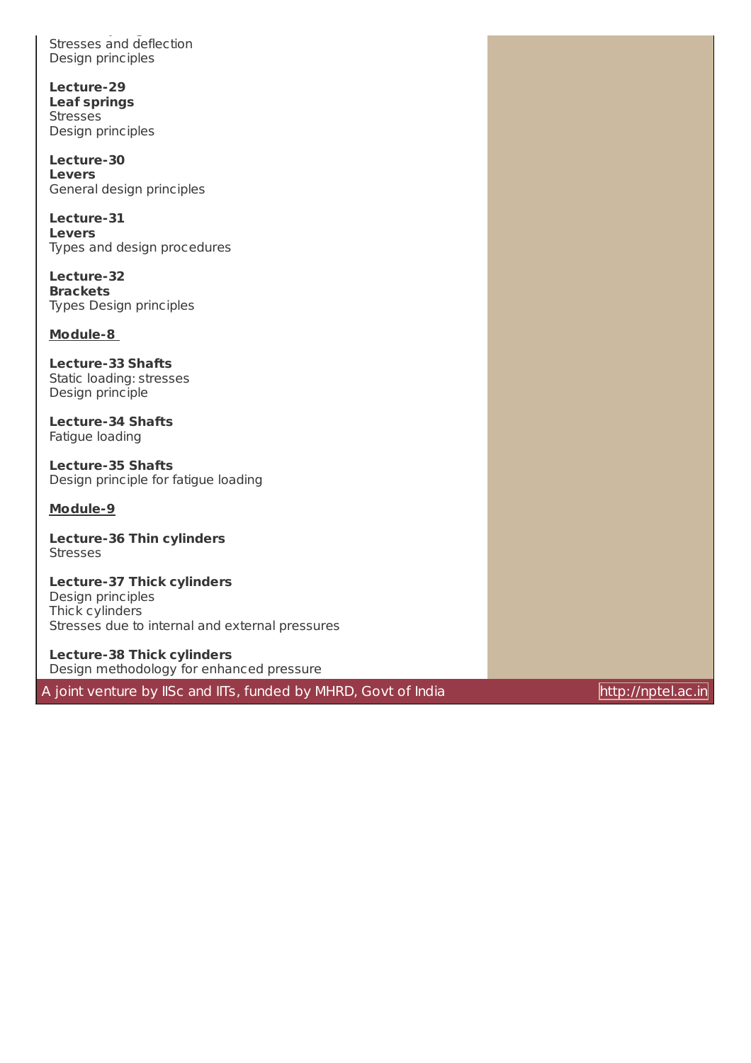Stresses and deflection
Design principles

**Lecture-29**
**Leaf springs**
Stresses
Design principles

**Lecture-30**
**Levers**
General design principles

**Lecture-31**
**Levers**
Types and design procedures

**Lecture-32**
**Brackets**
Types Design principles

**Module-8**

**Lecture-33 Shafts**
Static loading: stresses
Design principle

**Lecture-34 Shafts**
Fatigue loading

**Lecture-35 Shafts**
Design principle for fatigue loading

**Module-9**

**Lecture-36 Thin cylinders**
Stresses

**Lecture-37 Thick cylinders**
Design principles
Thick cylinders
Stresses due to internal and external pressures

**Lecture-38 Thick cylinders**
Design methodology for enhanced pressure